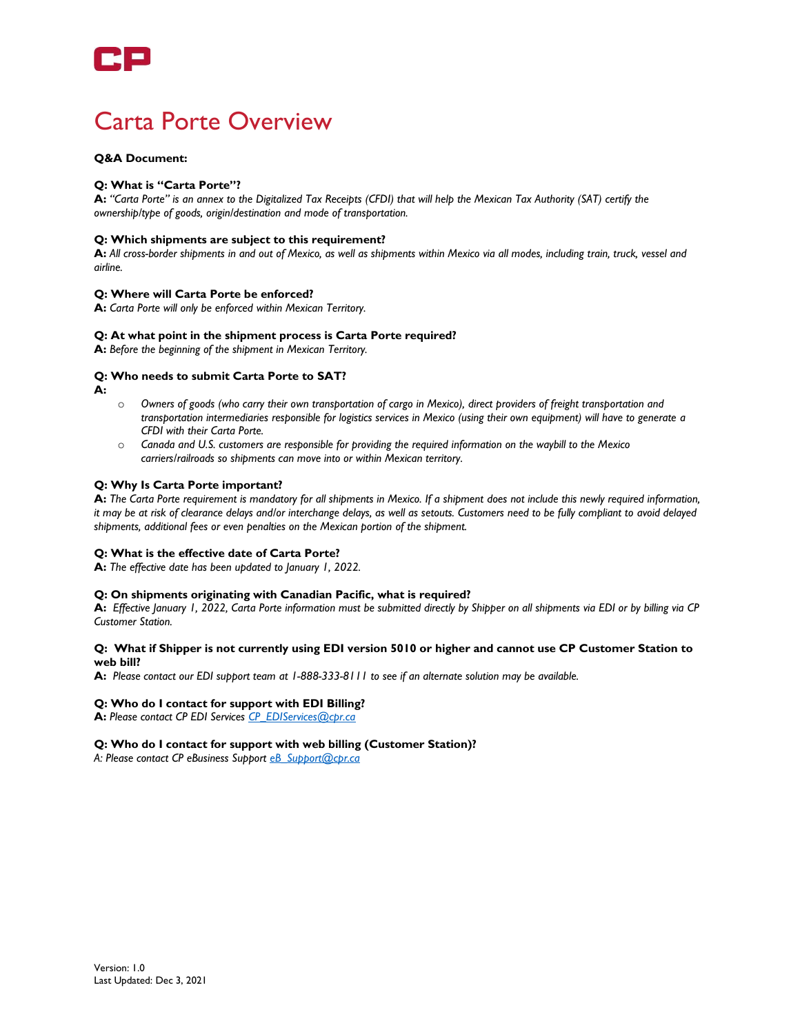CP

# Carta Porte Overview

**Q&A Document:**

**Q: What is "Carta Porte"?**
**A:** *"Carta Porte" is an annex to the Digitalized Tax Receipts (CFDI) that will help the Mexican Tax Authority (SAT) certify the ownership/type of goods, origin/destination and mode of transportation.*

**Q: Which shipments are subject to this requirement?**
**A:** *All cross-border shipments in and out of Mexico, as well as shipments within Mexico via all modes, including train, truck, vessel and airline.*

**Q: Where will Carta Porte be enforced?**
**A:** *Carta Porte will only be enforced within Mexican Territory.*

**Q: At what point in the shipment process is Carta Porte required?**
**A:** *Before the beginning of the shipment in Mexican Territory.*

**Q: Who needs to submit Carta Porte to SAT?**
**A:**

- *Owners of goods (who carry their own transportation of cargo in Mexico), direct providers of freight transportation and transportation intermediaries responsible for logistics services in Mexico (using their own equipment) will have to generate a CFDI with their Carta Porte.*
- *Canada and U.S. customers are responsible for providing the required information on the waybill to the Mexico carriers/railroads so shipments can move into or within Mexican territory.*

**Q: Why Is Carta Porte important?**
**A:** *The Carta Porte requirement is mandatory for all shipments in Mexico. If a shipment does not include this newly required information, it may be at risk of clearance delays and/or interchange delays, as well as setouts. Customers need to be fully compliant to avoid delayed shipments, additional fees or even penalties on the Mexican portion of the shipment.*

**Q: What is the effective date of Carta Porte?**
**A:** *The effective date has been updated to January 1, 2022.*

**Q: On shipments originating with Canadian Pacific, what is required?**
**A:** *Effective January 1, 2022, Carta Porte information must be submitted directly by Shipper on all shipments via EDI or by billing via CP Customer Station.*

**Q: What if Shipper is not currently using EDI version 5010 or higher and cannot use CP Customer Station to web bill?**
**A:** *Please contact our EDI support team at 1-888-333-8111 to see if an alternate solution may be available.*

**Q: Who do I contact for support with EDI Billing?**
**A:** *Please contact CP EDI Services [CP_EDIServices@cpr.ca](mailto:CP_EDIServices@cpr.ca)*

**Q: Who do I contact for support with web billing (Customer Station)?**
*A: Please contact CP eBusiness Support [eB_Support@cpr.ca](mailto:eB_Support@cpr.ca)*

Version: 1.0
Last Updated: Dec 3, 2021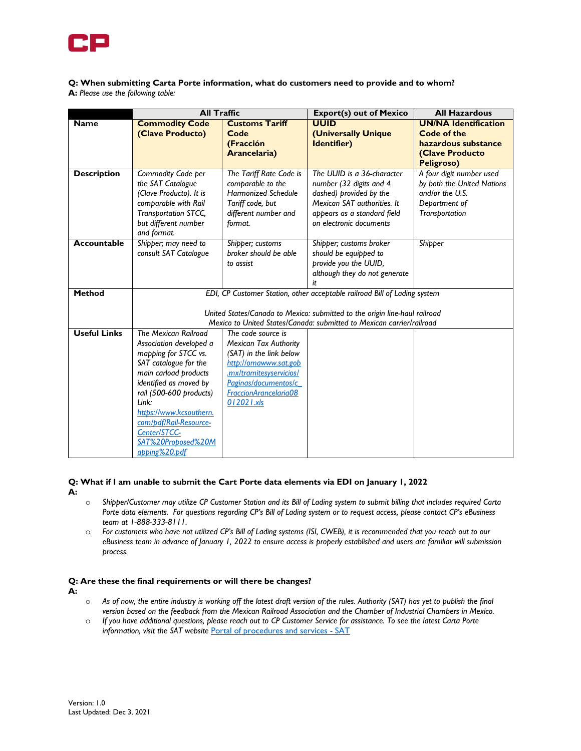**Q: When submitting Carta Porte information, what do customers need to provide and to whom?**
**A:** *Please use the following table:*

| | All Traffic | | Export(s) out of Mexico | All Hazardous |
|---|---|---|---|---|
| **Name** | **Commodity Code (Clave Producto)** | **Customs Tariff Code (Fracción Arancelaria)** | **UUID (Universally Unique Identifier)** | **UN/NA Identification Code of the hazardous substance (Clave Producto Peligroso)** |
| **Description** | *Commodity Code per the SAT Catalogue (Clave Producto). It is comparable with Rail Transportation STCC, but different number and format.* | *The Tariff Rate Code is comparable to the Harmonized Schedule Tariff code, but different number and format.* | *The UUID is a 36-character number (32 digits and 4 dashed) provided by the Mexican SAT authorities. It appears as a standard field on electronic documents* | *A four digit number used by both the United Nations and/or the U.S. Department of Transportation* |
| **Accountable** | *Shipper; may need to consult SAT Catalogue* | *Shipper; customs broker should be able to assist* | *Shipper; customs broker should be equipped to provide you the UUID, although they do not generate it* | *Shipper* |
| **Method** | *EDI, CP Customer Station, other acceptable railroad Bill of Lading system<br><br>United States/Canada to Mexico: submitted to the origin line-haul railroad<br>Mexico to United States/Canada: submitted to Mexican carrier/railroad* | | | |
| **Useful Links** | *The Mexican Railroad Association developed a mapping for STCC vs. SAT catalogue for the main carload products identified as moved by rail (500-600 products) Link: [https://www.kcsouthern.com/pdf/Rail-Resource-Center/STCC-SAT%20Proposed%20Mapping%20.pdf](https://www.kcsouthern.com/pdf/Rail-Resource-Center/STCC-SAT%20Proposed%20Mapping%20.pdf)* | *The code source is Mexican Tax Authority (SAT) in the link below [http://omawww.sat.gob.mx/tramitesyservicios/Paginas/documentos/c_FraccionArancelaria08012021.xls](http://omawww.sat.gob.mx/tramitesyservicios/Paginas/documentos/c_FraccionArancelaria08012021.xls)* | | |

**Q: What if I am unable to submit the Cart Porte data elements via EDI on January 1, 2022**
**A:**

- *Shipper/Customer may utilize CP Customer Station and its Bill of Lading system to submit billing that includes required Carta Porte data elements. For questions regarding CP's Bill of Lading system or to request access, please contact CP's eBusiness team at 1-888-333-8111.*
- *For customers who have not utilized CP's Bill of Lading systems (ISI, CWEB), it is recommended that you reach out to our eBusiness team in advance of January 1, 2022 to ensure access is properly established and users are familiar will submission process.*

**Q: Are these the final requirements or will there be changes?**
**A:**

- *As of now, the entire industry is working off the latest draft version of the rules. Authority (SAT) has yet to publish the final version based on the feedback from the Mexican Railroad Association and the Chamber of Industrial Chambers in Mexico.*
- *If you have additional questions, please reach out to CP Customer Service for assistance. To see the latest Carta Porte information, visit the SAT website* [Portal of procedures and services - SAT]()

Version: 1.0
Last Updated: Dec 3, 2021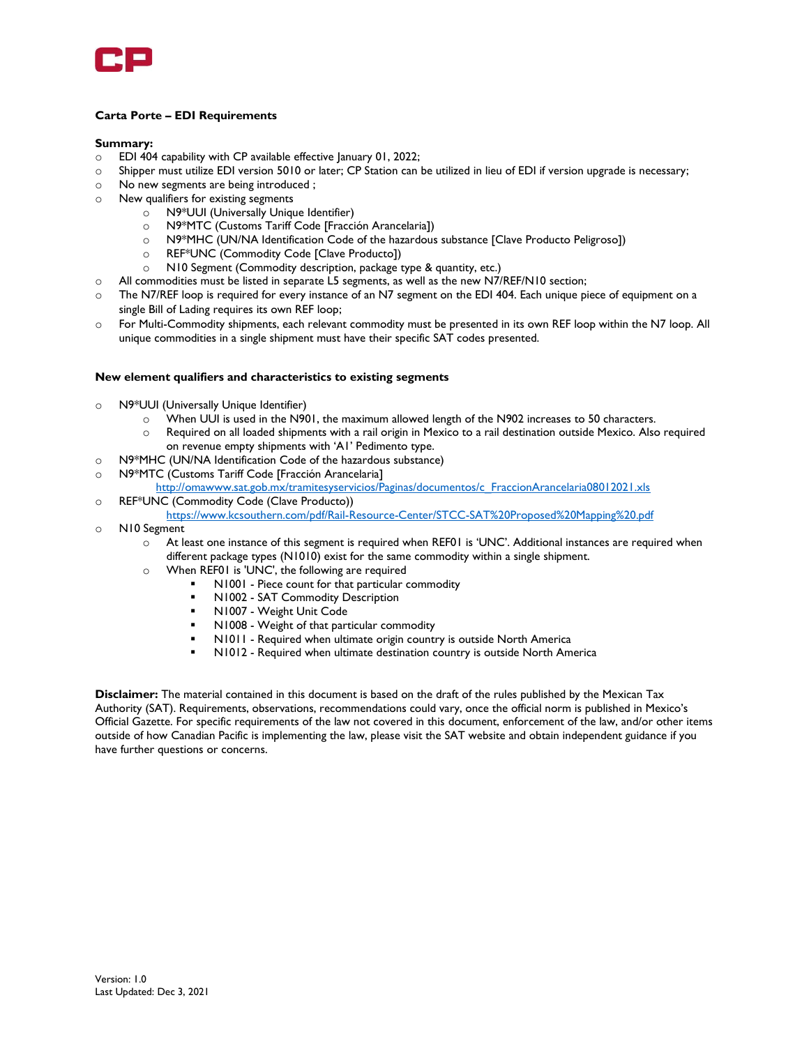**Carta Porte – EDI Requirements**

**Summary:**

- EDI 404 capability with CP available effective January 01, 2022;
- Shipper must utilize EDI version 5010 or later; CP Station can be utilized in lieu of EDI if version upgrade is necessary;
- No new segments are being introduced ;
- New qualifiers for existing segments
    - N9*UUI (Universally Unique Identifier)
    - N9*MTC (Customs Tariff Code [Fracción Arancelaria])
    - N9*MHC (UN/NA Identification Code of the hazardous substance [Clave Producto Peligroso])
    - REF*UNC (Commodity Code [Clave Producto])
    - N10 Segment (Commodity description, package type & quantity, etc.)
- All commodities must be listed in separate L5 segments, as well as the new N7/REF/N10 section;
- The N7/REF loop is required for every instance of an N7 segment on the EDI 404. Each unique piece of equipment on a single Bill of Lading requires its own REF loop;
- For Multi-Commodity shipments, each relevant commodity must be presented in its own REF loop within the N7 loop. All unique commodities in a single shipment must have their specific SAT codes presented.

**New element qualifiers and characteristics to existing segments**

- N9*UUI (Universally Unique Identifier)
    - When UUI is used in the N901, the maximum allowed length of the N902 increases to 50 characters.
    - Required on all loaded shipments with a rail origin in Mexico to a rail destination outside Mexico. Also required on revenue empty shipments with 'A1' Pedimento type.
- N9*MHC (UN/NA Identification Code of the hazardous substance)
- N9*MTC (Customs Tariff Code [Fracción Arancelaria]
    - http://omawww.sat.gob.mx/tramitesyservicios/Paginas/documentos/c_FraccionArancelaria08012021.xls
- REF*UNC (Commodity Code (Clave Producto))
    - https://www.kcsouthern.com/pdf/Rail-Resource-Center/STCC-SAT%20Proposed%20Mapping%20.pdf
- N10 Segment
    - At least one instance of this segment is required when REF01 is 'UNC'. Additional instances are required when different package types (N1010) exist for the same commodity within a single shipment.
    - When REF01 is 'UNC', the following are required
        - N1001 - Piece count for that particular commodity
        - N1002 - SAT Commodity Description
        - N1007 - Weight Unit Code
        - N1008 - Weight of that particular commodity
        - N1011 - Required when ultimate origin country is outside North America
        - N1012 - Required when ultimate destination country is outside North America

**Disclaimer:** The material contained in this document is based on the draft of the rules published by the Mexican Tax Authority (SAT). Requirements, observations, recommendations could vary, once the official norm is published in Mexico's Official Gazette. For specific requirements of the law not covered in this document, enforcement of the law, and/or other items outside of how Canadian Pacific is implementing the law, please visit the SAT website and obtain independent guidance if you have further questions or concerns.

Version: 1.0
Last Updated: Dec 3, 2021